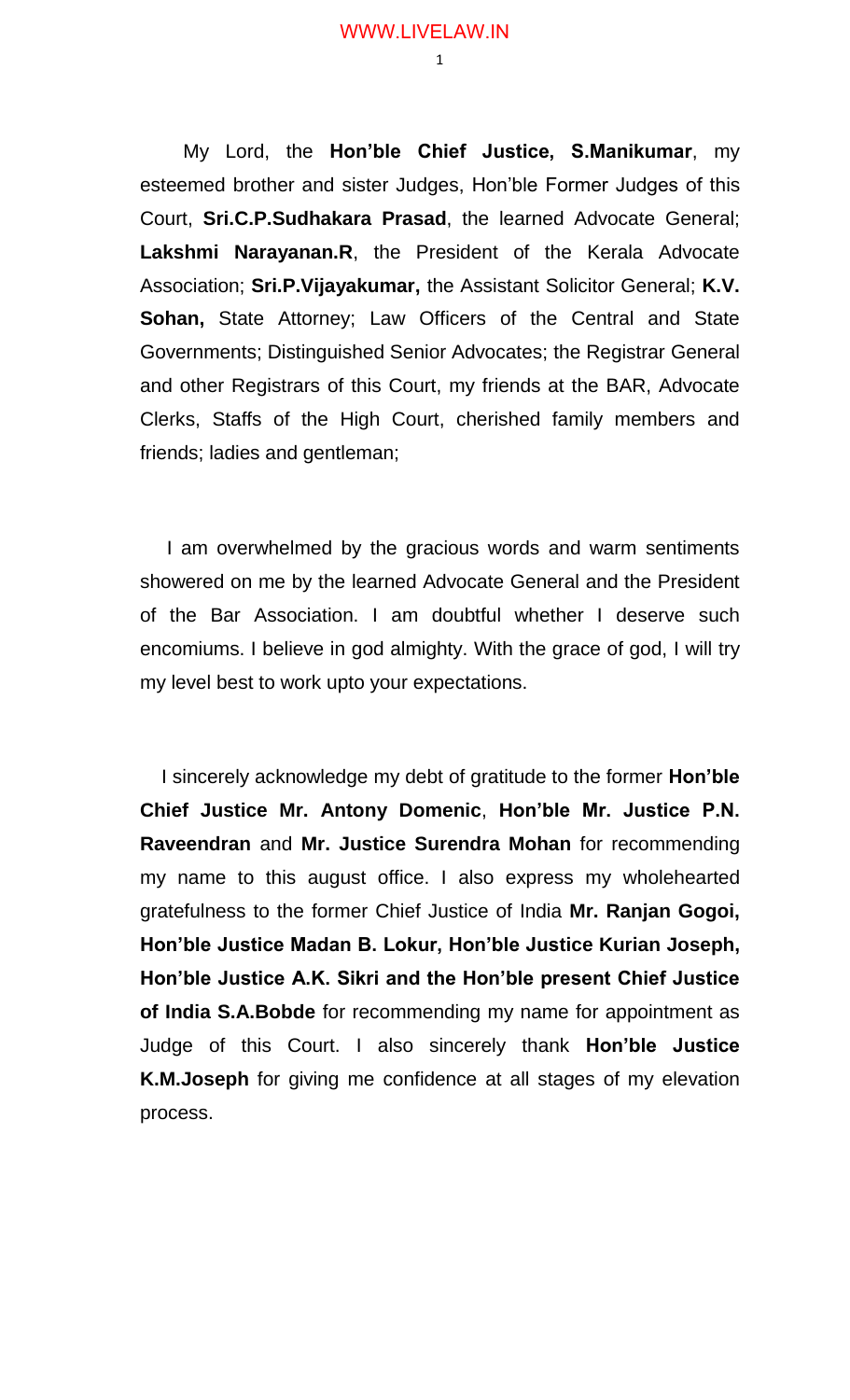My Lord, the **Hon'ble Chief Justice, S.Manikumar**, my esteemed brother and sister Judges, Hon'ble Former Judges of this Court, **Sri.C.P.Sudhakara Prasad**, the learned Advocate General; **Lakshmi Narayanan.R**, the President of the Kerala Advocate Association; **Sri.P.Vijayakumar,** the Assistant Solicitor General; **K.V. Sohan,** State Attorney; Law Officers of the Central and State Governments; Distinguished Senior Advocates; the Registrar General and other Registrars of this Court, my friends at the BAR, Advocate Clerks, Staffs of the High Court, cherished family members and friends; ladies and gentleman;

I am overwhelmed by the gracious words and warm sentiments showered on me by the learned Advocate General and the President of the Bar Association. I am doubtful whether I deserve such encomiums. I believe in god almighty. With the grace of god, I will try my level best to work upto your expectations.

I sincerely acknowledge my debt of gratitude to the former **Hon'ble Chief Justice Mr. Antony Domenic**, **Hon'ble Mr. Justice P.N. Raveendran** and **Mr. Justice Surendra Mohan** for recommending my name to this august office. I also express my wholehearted gratefulness to the former Chief Justice of India **Mr. Ranjan Gogoi, Hon'ble Justice Madan B. Lokur, Hon'ble Justice Kurian Joseph, Hon'ble Justice A.K. Sikri and the Hon'ble present Chief Justice of India S.A.Bobde** for recommending my name for appointment as Judge of this Court. I also sincerely thank **Hon'ble Justice K.M.Joseph** for giving me confidence at all stages of my elevation process.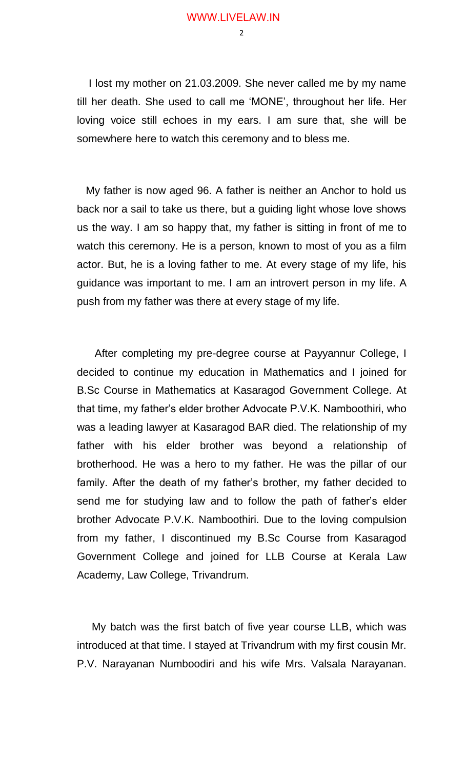I lost my mother on 21.03.2009. She never called me by my name till her death. She used to call me 'MONE', throughout her life. Her loving voice still echoes in my ears. I am sure that, she will be somewhere here to watch this ceremony and to bless me.

My father is now aged 96. A father is neither an Anchor to hold us back nor a sail to take us there, but a guiding light whose love shows us the way. I am so happy that, my father is sitting in front of me to watch this ceremony. He is a person, known to most of you as a film actor. But, he is a loving father to me. At every stage of my life, his guidance was important to me. I am an introvert person in my life. A push from my father was there at every stage of my life.

After completing my pre-degree course at Payyannur College, I decided to continue my education in Mathematics and I joined for B.Sc Course in Mathematics at Kasaragod Government College. At that time, my father's elder brother Advocate P.V.K. Namboothiri, who was a leading lawyer at Kasaragod BAR died. The relationship of my father with his elder brother was beyond a relationship of brotherhood. He was a hero to my father. He was the pillar of our family. After the death of my father's brother, my father decided to send me for studying law and to follow the path of father's elder brother Advocate P.V.K. Namboothiri. Due to the loving compulsion from my father, I discontinued my B.Sc Course from Kasaragod Government College and joined for LLB Course at Kerala Law Academy, Law College, Trivandrum.

My batch was the first batch of five year course LLB, which was introduced at that time. I stayed at Trivandrum with my first cousin Mr. P.V. Narayanan Numboodiri and his wife Mrs. Valsala Narayanan.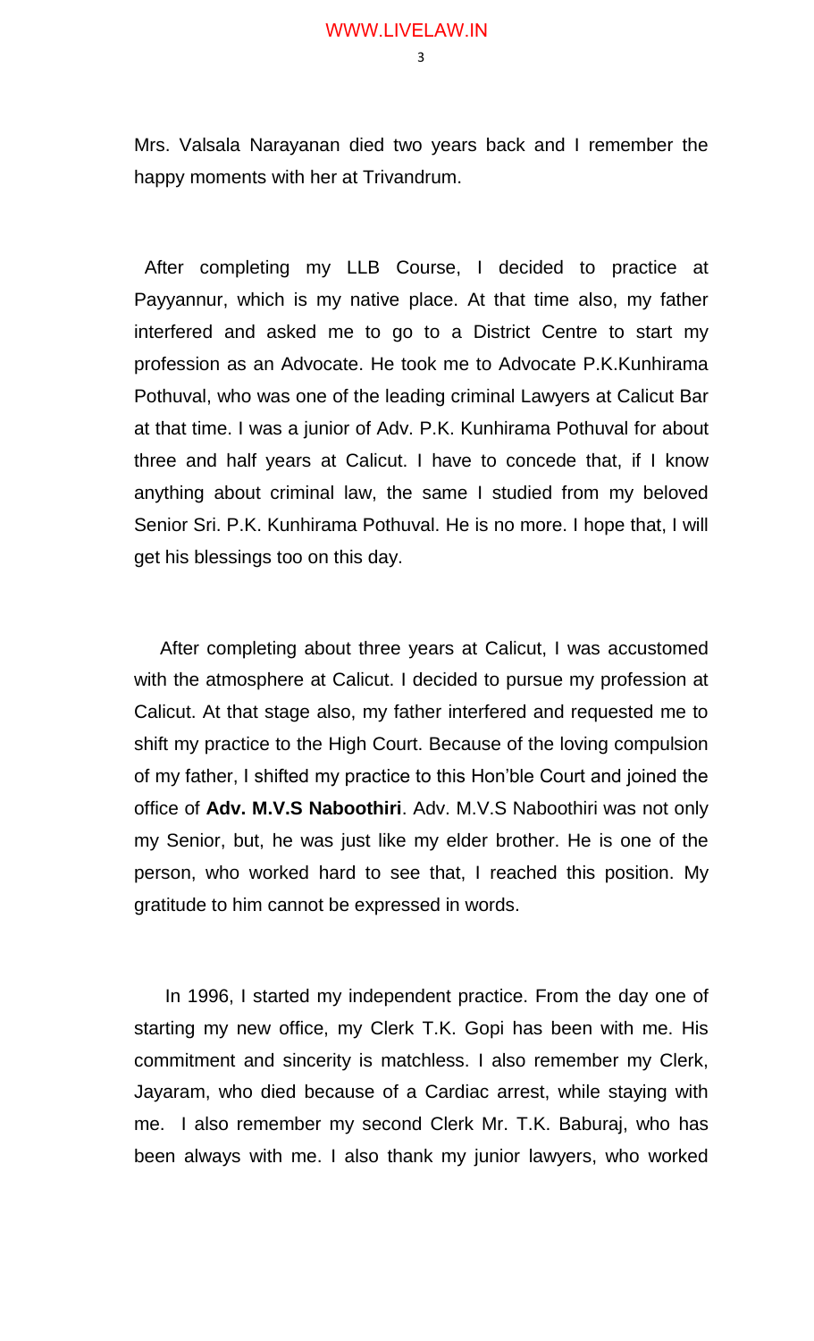Mrs. Valsala Narayanan died two years back and I remember the happy moments with her at Trivandrum.

After completing my LLB Course, I decided to practice at Payyannur, which is my native place. At that time also, my father interfered and asked me to go to a District Centre to start my profession as an Advocate. He took me to Advocate P.K.Kunhirama Pothuval, who was one of the leading criminal Lawyers at Calicut Bar at that time. I was a junior of Adv. P.K. Kunhirama Pothuval for about three and half years at Calicut. I have to concede that, if I know anything about criminal law, the same I studied from my beloved Senior Sri. P.K. Kunhirama Pothuval. He is no more. I hope that, I will get his blessings too on this day.

After completing about three years at Calicut, I was accustomed with the atmosphere at Calicut. I decided to pursue my profession at Calicut. At that stage also, my father interfered and requested me to shift my practice to the High Court. Because of the loving compulsion of my father, I shifted my practice to this Hon'ble Court and joined the office of **Adv. M.V.S Naboothiri**. Adv. M.V.S Naboothiri was not only my Senior, but, he was just like my elder brother. He is one of the person, who worked hard to see that, I reached this position. My gratitude to him cannot be expressed in words.

In 1996, I started my independent practice. From the day one of starting my new office, my Clerk T.K. Gopi has been with me. His commitment and sincerity is matchless. I also remember my Clerk, Jayaram, who died because of a Cardiac arrest, while staying with me. I also remember my second Clerk Mr. T.K. Baburaj, who has been always with me. I also thank my junior lawyers, who worked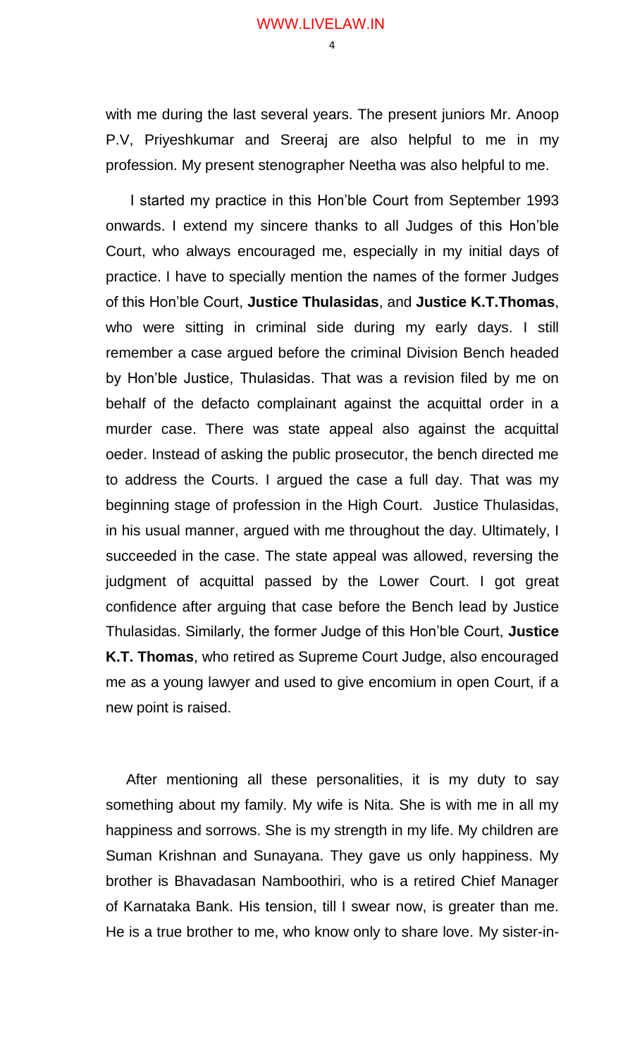with me during the last several years. The present juniors Mr. Anoop P.V, Priyeshkumar and Sreeraj are also helpful to me in my profession. My present stenographer Neetha was also helpful to me.

I started my practice in this Hon'ble Court from September 1993 onwards. I extend my sincere thanks to all Judges of this Hon'ble Court, who always encouraged me, especially in my initial days of practice. I have to specially mention the names of the former Judges of this Hon'ble Court, **Justice Thulasidas**, and **Justice K.T.Thomas**, who were sitting in criminal side during my early days. I still remember a case argued before the criminal Division Bench headed by Hon'ble Justice, Thulasidas. That was a revision filed by me on behalf of the defacto complainant against the acquittal order in a murder case. There was state appeal also against the acquittal oeder. Instead of asking the public prosecutor, the bench directed me to address the Courts. I argued the case a full day. That was my beginning stage of profession in the High Court. Justice Thulasidas, in his usual manner, argued with me throughout the day. Ultimately, I succeeded in the case. The state appeal was allowed, reversing the judgment of acquittal passed by the Lower Court. I got great confidence after arguing that case before the Bench lead by Justice Thulasidas. Similarly, the former Judge of this Hon'ble Court, **Justice K.T. Thomas**, who retired as Supreme Court Judge, also encouraged me as a young lawyer and used to give encomium in open Court, if a new point is raised.

After mentioning all these personalities, it is my duty to say something about my family. My wife is Nita. She is with me in all my happiness and sorrows. She is my strength in my life. My children are Suman Krishnan and Sunayana. They gave us only happiness. My brother is Bhavadasan Namboothiri, who is a retired Chief Manager of Karnataka Bank. His tension, till I swear now, is greater than me. He is a true brother to me, who know only to share love. My sister-in-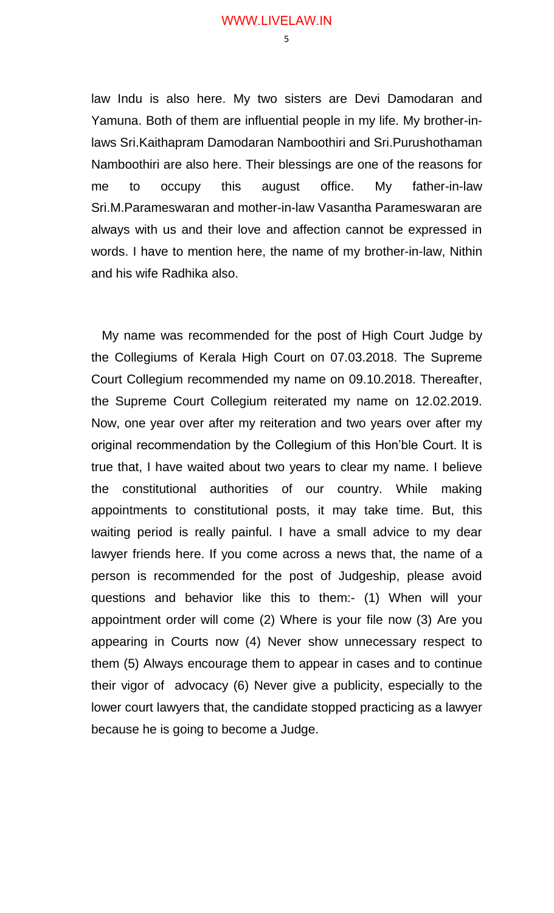law Indu is also here. My two sisters are Devi Damodaran and Yamuna. Both of them are influential people in my life. My brother-in-laws Sri.Kaithapram Damodaran Namboothiri and Sri.Purushothaman Namboothiri are also here. Their blessings are one of the reasons for me to occupy this august office. My father-in-law Sri.M.Parameswaran and mother-in-law Vasantha Parameswaran are always with us and their love and affection cannot be expressed in words. I have to mention here, the name of my brother-in-law, Nithin and his wife Radhika also.

My name was recommended for the post of High Court Judge by the Collegiums of Kerala High Court on 07.03.2018. The Supreme Court Collegium recommended my name on 09.10.2018. Thereafter, the Supreme Court Collegium reiterated my name on 12.02.2019. Now, one year over after my reiteration and two years over after my original recommendation by the Collegium of this Hon'ble Court. It is true that, I have waited about two years to clear my name. I believe the constitutional authorities of our country. While making appointments to constitutional posts, it may take time. But, this waiting period is really painful. I have a small advice to my dear lawyer friends here. If you come across a news that, the name of a person is recommended for the post of Judgeship, please avoid questions and behavior like this to them:- (1) When will your appointment order will come (2) Where is your file now (3) Are you appearing in Courts now (4) Never show unnecessary respect to them (5) Always encourage them to appear in cases and to continue their vigor of advocacy (6) Never give a publicity, especially to the lower court lawyers that, the candidate stopped practicing as a lawyer because he is going to become a Judge.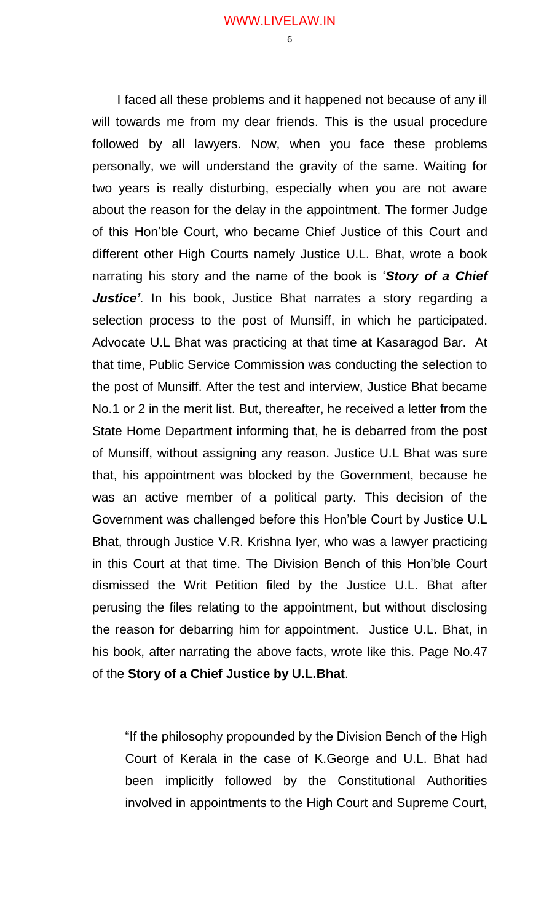I faced all these problems and it happened not because of any ill will towards me from my dear friends. This is the usual procedure followed by all lawyers. Now, when you face these problems personally, we will understand the gravity of the same. Waiting for two years is really disturbing, especially when you are not aware about the reason for the delay in the appointment. The former Judge of this Hon'ble Court, who became Chief Justice of this Court and different other High Courts namely Justice U.L. Bhat, wrote a book narrating his story and the name of the book is '***Story of a Chief Justice'***. In his book, Justice Bhat narrates a story regarding a selection process to the post of Munsiff, in which he participated. Advocate U.L Bhat was practicing at that time at Kasaragod Bar. At that time, Public Service Commission was conducting the selection to the post of Munsiff. After the test and interview, Justice Bhat became No.1 or 2 in the merit list. But, thereafter, he received a letter from the State Home Department informing that, he is debarred from the post of Munsiff, without assigning any reason. Justice U.L Bhat was sure that, his appointment was blocked by the Government, because he was an active member of a political party. This decision of the Government was challenged before this Hon'ble Court by Justice U.L Bhat, through Justice V.R. Krishna Iyer, who was a lawyer practicing in this Court at that time. The Division Bench of this Hon'ble Court dismissed the Writ Petition filed by the Justice U.L. Bhat after perusing the files relating to the appointment, but without disclosing the reason for debarring him for appointment. Justice U.L. Bhat, in his book, after narrating the above facts, wrote like this. Page No.47 of the **Story of a Chief Justice by U.L.Bhat**.

> "If the philosophy propounded by the Division Bench of the High Court of Kerala in the case of K.George and U.L. Bhat had been implicitly followed by the Constitutional Authorities involved in appointments to the High Court and Supreme Court,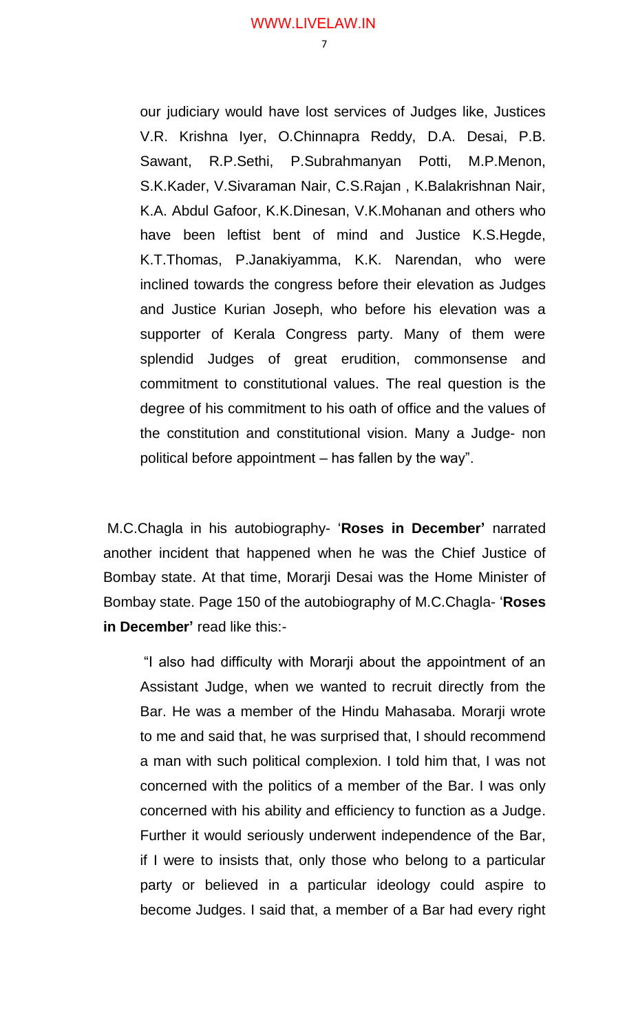> our judiciary would have lost services of Judges like, Justices V.R. Krishna Iyer, O.Chinnapra Reddy, D.A. Desai, P.B. Sawant, R.P.Sethi, P.Subrahmanyan Potti, M.P.Menon, S.K.Kader, V.Sivaraman Nair, C.S.Rajan , K.Balakrishnan Nair, K.A. Abdul Gafoor, K.K.Dinesan, V.K.Mohanan and others who have been leftist bent of mind and Justice K.S.Hegde, K.T.Thomas, P.Janakiyamma, K.K. Narendan, who were inclined towards the congress before their elevation as Judges and Justice Kurian Joseph, who before his elevation was a supporter of Kerala Congress party. Many of them were splendid Judges of great erudition, commonsense and commitment to constitutional values. The real question is the degree of his commitment to his oath of office and the values of the constitution and constitutional vision. Many a Judge- non political before appointment – has fallen by the way".

M.C.Chagla in his autobiography- '**Roses in December'** narrated another incident that happened when he was the Chief Justice of Bombay state. At that time, Morarji Desai was the Home Minister of Bombay state. Page 150 of the autobiography of M.C.Chagla- '**Roses in December'** read like this:-

> "I also had difficulty with Morarji about the appointment of an Assistant Judge, when we wanted to recruit directly from the Bar. He was a member of the Hindu Mahasaba. Morarji wrote to me and said that, he was surprised that, I should recommend a man with such political complexion. I told him that, I was not concerned with the politics of a member of the Bar. I was only concerned with his ability and efficiency to function as a Judge. Further it would seriously underwent independence of the Bar, if I were to insists that, only those who belong to a particular party or believed in a particular ideology could aspire to become Judges. I said that, a member of a Bar had every right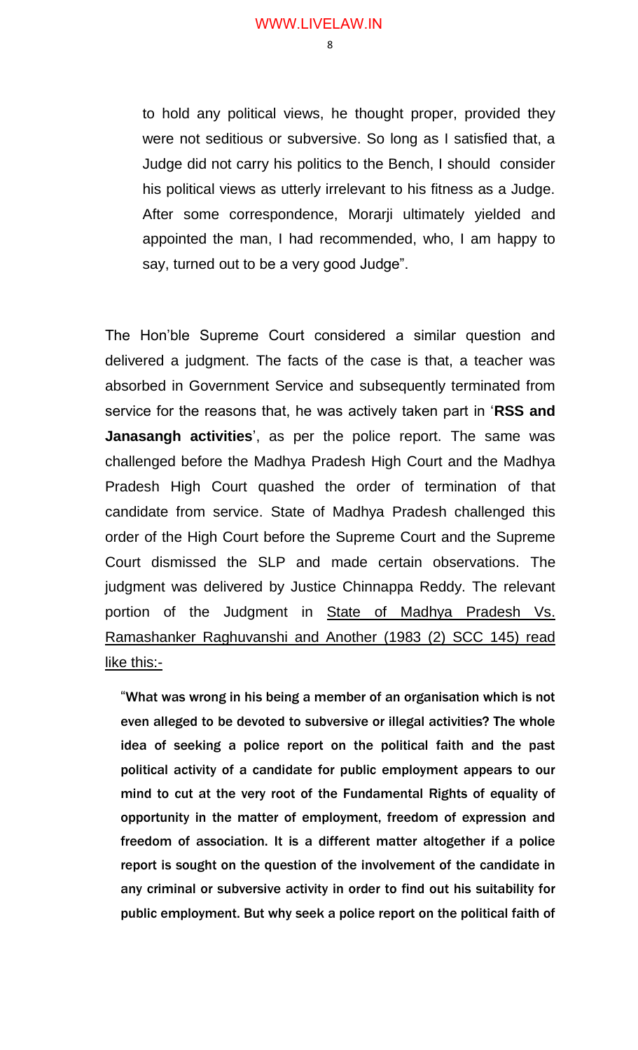to hold any political views, he thought proper, provided they were not seditious or subversive. So long as I satisfied that, a Judge did not carry his politics to the Bench, I should consider his political views as utterly irrelevant to his fitness as a Judge. After some correspondence, Morarji ultimately yielded and appointed the man, I had recommended, who, I am happy to say, turned out to be a very good Judge".

The Hon'ble Supreme Court considered a similar question and delivered a judgment. The facts of the case is that, a teacher was absorbed in Government Service and subsequently terminated from service for the reasons that, he was actively taken part in '**RSS and Janasangh activities**', as per the police report. The same was challenged before the Madhya Pradesh High Court and the Madhya Pradesh High Court quashed the order of termination of that candidate from service. State of Madhya Pradesh challenged this order of the High Court before the Supreme Court and the Supreme Court dismissed the SLP and made certain observations. The judgment was delivered by Justice Chinnappa Reddy. The relevant portion of the Judgment in State of Madhya Pradesh Vs. Ramashanker Raghuvanshi and Another (1983 (2) SCC 145) read like this:-

"**What was wrong in his being a member of an organisation which is not even alleged to be devoted to subversive or illegal activities? The whole idea of seeking a police report on the political faith and the past political activity of a candidate for public employment appears to our mind to cut at the very root of the Fundamental Rights of equality of opportunity in the matter of employment, freedom of expression and freedom of association. It is a different matter altogether if a police report is sought on the question of the involvement of the candidate in any criminal or subversive activity in order to find out his suitability for public employment. But why seek a police report on the political faith of**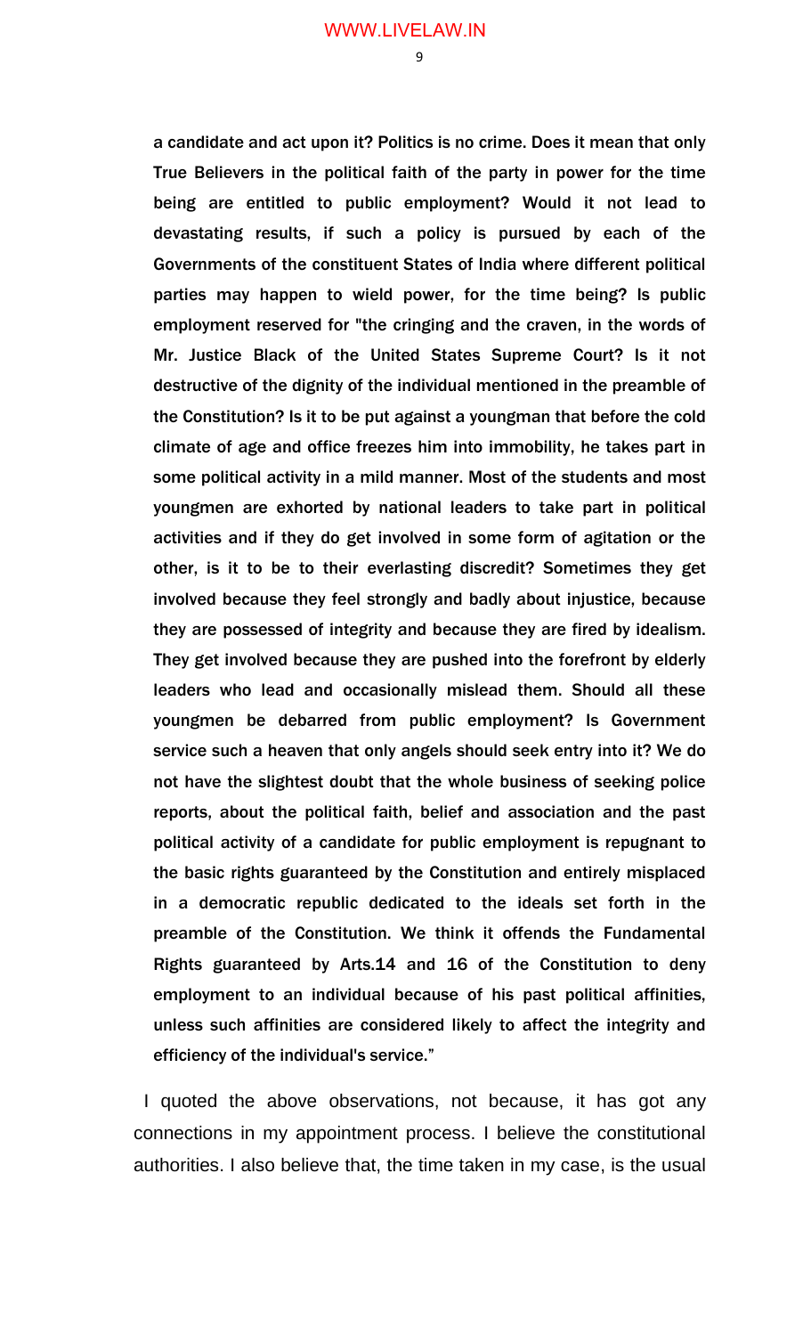**a candidate and act upon it? Politics is no crime. Does it mean that only True Believers in the political faith of the party in power for the time being are entitled to public employment? Would it not lead to devastating results, if such a policy is pursued by each of the Governments of the constituent States of India where different political parties may happen to wield power, for the time being? Is public employment reserved for "the cringing and the craven, in the words of Mr. Justice Black of the United States Supreme Court? Is it not destructive of the dignity of the individual mentioned in the preamble of the Constitution? Is it to be put against a youngman that before the cold climate of age and office freezes him into immobility, he takes part in some political activity in a mild manner. Most of the students and most youngmen are exhorted by national leaders to take part in political activities and if they do get involved in some form of agitation or the other, is it to be to their everlasting discredit? Sometimes they get involved because they feel strongly and badly about injustice, because they are possessed of integrity and because they are fired by idealism. They get involved because they are pushed into the forefront by elderly leaders who lead and occasionally mislead them. Should all these youngmen be debarred from public employment? Is Government service such a heaven that only angels should seek entry into it? We do not have the slightest doubt that the whole business of seeking police reports, about the political faith, belief and association and the past political activity of a candidate for public employment is repugnant to the basic rights guaranteed by the Constitution and entirely misplaced in a democratic republic dedicated to the ideals set forth in the preamble of the Constitution. We think it offends the Fundamental Rights guaranteed by Arts.14 and 16 of the Constitution to deny employment to an individual because of his past political affinities, unless such affinities are considered likely to affect the integrity and efficiency of the individual's service."**

I quoted the above observations, not because, it has got any connections in my appointment process. I believe the constitutional authorities. I also believe that, the time taken in my case, is the usual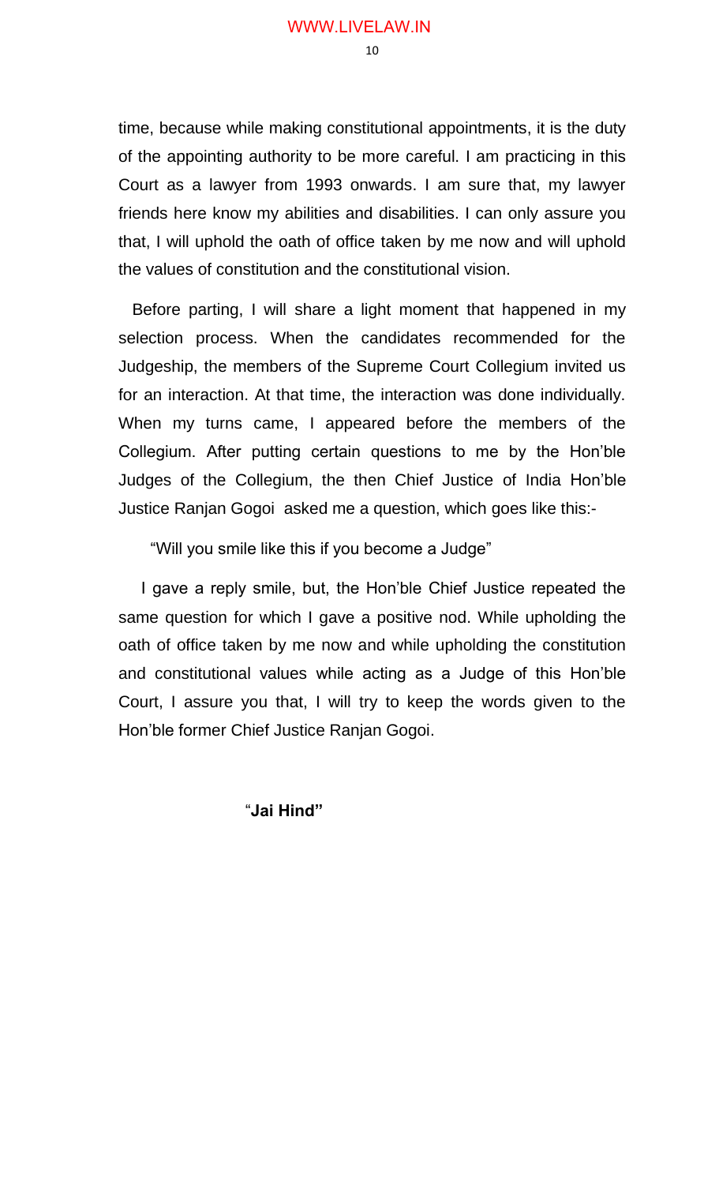time, because while making constitutional appointments, it is the duty of the appointing authority to be more careful. I am practicing in this Court as a lawyer from 1993 onwards. I am sure that, my lawyer friends here know my abilities and disabilities. I can only assure you that, I will uphold the oath of office taken by me now and will uphold the values of constitution and the constitutional vision.

Before parting, I will share a light moment that happened in my selection process. When the candidates recommended for the Judgeship, the members of the Supreme Court Collegium invited us for an interaction. At that time, the interaction was done individually. When my turns came, I appeared before the members of the Collegium. After putting certain questions to me by the Hon'ble Judges of the Collegium, the then Chief Justice of India Hon'ble Justice Ranjan Gogoi asked me a question, which goes like this:-

"Will you smile like this if you become a Judge"

I gave a reply smile, but, the Hon'ble Chief Justice repeated the same question for which I gave a positive nod. While upholding the oath of office taken by me now and while upholding the constitution and constitutional values while acting as a Judge of this Hon'ble Court, I assure you that, I will try to keep the words given to the Hon'ble former Chief Justice Ranjan Gogoi.

"**Jai Hind"**